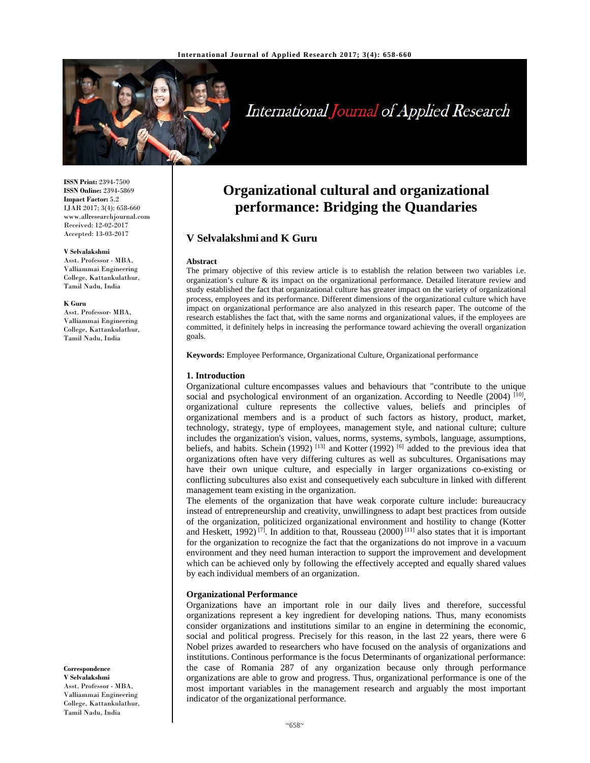# Organizational cultural and organizational performance: Bridging the Quandaries

**ISSN Print:** 2394-7500
**ISSN Online:** 2394-5869
**Impact Factor:** 5.2
IJAR 2017; 3(4): 658-660
www.allresearchjournal.com
Received: 12-02-2017
Accepted: 13-03-2017

**V Selvalakshmi**
Asst. Professor - MBA, Valliammai Engineering College, Kattankulathur, Tamil Nadu, India

**K Guru**
Asst. Professor- MBA, Valliammai Engineering College, Kattankulathur, Tamil Nadu, India

**Correspondence**
**V Selvalakshmi**
Asst. Professor - MBA, Valliammai Engineering College, Kattankulathur, Tamil Nadu, India

## V Selvalakshmi and K Guru

### Abstract

The primary objective of this review article is to establish the relation between two variables i.e. organization's culture & its impact on the organizational performance. Detailed literature review and study established the fact that organizational culture has greater impact on the variety of organizational process, employees and its performance. Different dimensions of the organizational culture which have impact on organizational performance are also analyzed in this research paper. The outcome of the research establishes the fact that, with the same norms and organizational values, if the employees are committed, it definitely helps in increasing the performance toward achieving the overall organization goals.

**Keywords:** Employee Performance, Organizational Culture, Organizational performance

### 1. Introduction

Organizational culture encompasses values and behaviours that "contribute to the unique social and psychological environment of an organization. According to Needle (2004) [10], organizational culture represents the collective values, beliefs and principles of organizational members and is a product of such factors as history, product, market, technology, strategy, type of employees, management style, and national culture; culture includes the organization's vision, values, norms, systems, symbols, language, assumptions, beliefs, and habits. Schein (1992) [13] and Kotter (1992) [6] added to the previous idea that organizations often have very differing cultures as well as subcultures. Organisations may have their own unique culture, and especially in larger organizations co-existing or conflicting subcultures also exist and consequetively each subculture in linked with different management team existing in the organization.

The elements of the organization that have weak corporate culture include: bureaucracy instead of entrepreneurship and creativity, unwillingness to adapt best practices from outside of the organization, politicized organizational environment and hostility to change (Kotter and Heskett, 1992) [7]. In addition to that, Rousseau (2000) [11] also states that it is important for the organization to recognize the fact that the organizations do not improve in a vacuum environment and they need human interaction to support the improvement and development which can be achieved only by following the effectively accepted and equally shared values by each individual members of an organization.

### Organizational Performance

Organizations have an important role in our daily lives and therefore, successful organizations represent a key ingredient for developing nations. Thus, many economists consider organizations and institutions similar to an engine in determining the economic, social and political progress. Precisely for this reason, in the last 22 years, there were 6 Nobel prizes awarded to researchers who have focused on the analysis of organizations and institutions. Continous performance is the focus Determinants of organizational performance: the case of Romania 287 of any organization because only through performance organizations are able to grow and progress. Thus, organizational performance is one of the most important variables in the management research and arguably the most important indicator of the organizational performance.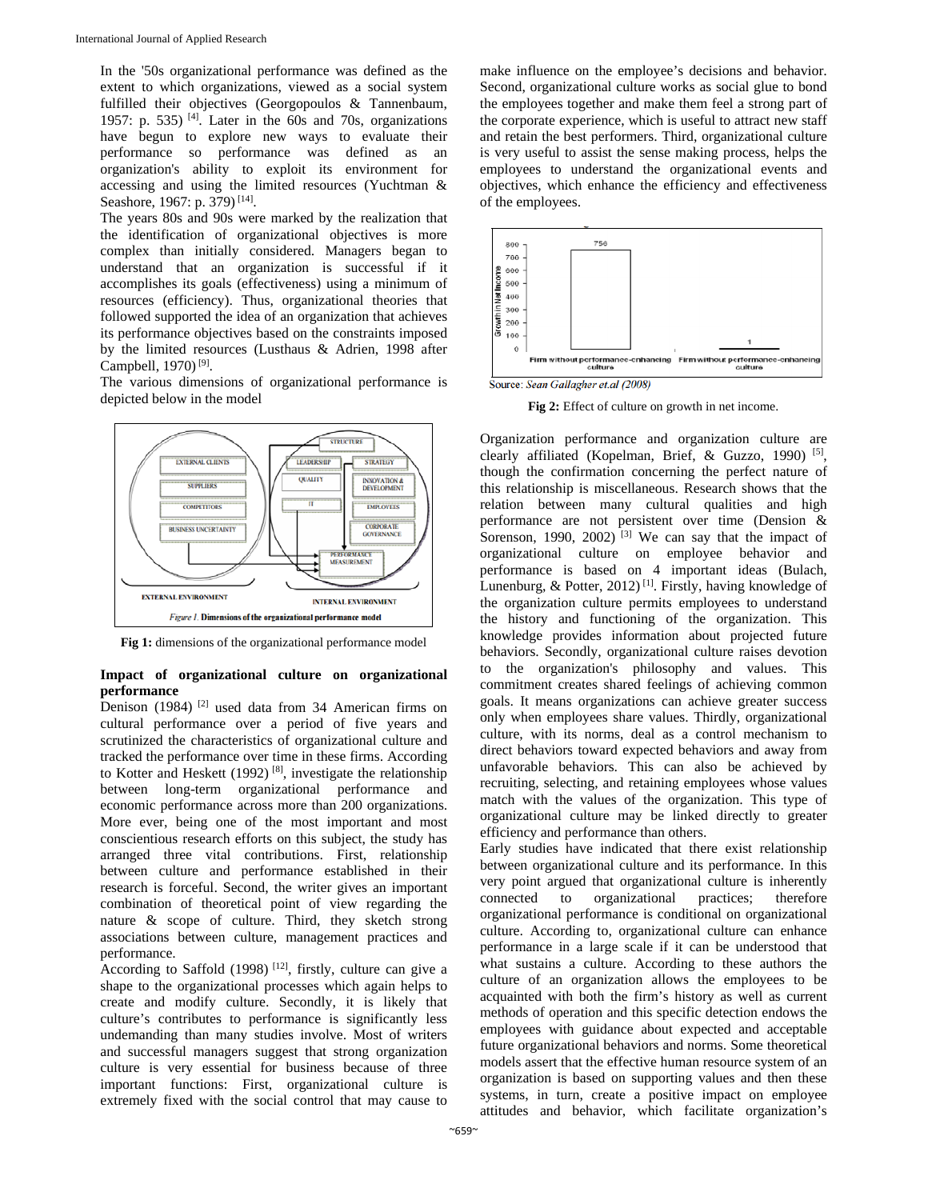In the '50s organizational performance was defined as the extent to which organizations, viewed as a social system fulfilled their objectives (Georgopoulos & Tannenbaum, 1957: p. 535) [4]. Later in the 60s and 70s, organizations have begun to explore new ways to evaluate their performance so performance was defined as an organization's ability to exploit its environment for accessing and using the limited resources (Yuchtman & Seashore, 1967: p. 379) [14].

The years 80s and 90s were marked by the realization that the identification of organizational objectives is more complex than initially considered. Managers began to understand that an organization is successful if it accomplishes its goals (effectiveness) using a minimum of resources (efficiency). Thus, organizational theories that followed supported the idea of an organization that achieves its performance objectives based on the constraints imposed by the limited resources (Lusthaus & Adrien, 1998 after Campbell, 1970) [9].

The various dimensions of organizational performance is depicted below in the model

**Fig 1:** dimensions of the organizational performance model

## Impact of organizational culture on organizational performance

Denison (1984) [2] used data from 34 American firms on cultural performance over a period of five years and scrutinized the characteristics of organizational culture and tracked the performance over time in these firms. According to Kotter and Heskett (1992) [8], investigate the relationship between long-term organizational performance and economic performance across more than 200 organizations. More ever, being one of the most important and most conscientious research efforts on this subject, the study has arranged three vital contributions. First, relationship between culture and performance established in their research is forceful. Second, the writer gives an important combination of theoretical point of view regarding the nature & scope of culture. Third, they sketch strong associations between culture, management practices and performance.

According to Saffold (1998) [12], firstly, culture can give a shape to the organizational processes which again helps to create and modify culture. Secondly, it is likely that culture's contributes to performance is significantly less undemanding than many studies involve. Most of writers and successful managers suggest that strong organization culture is very essential for business because of three important functions: First, organizational culture is extremely fixed with the social control that may cause to make influence on the employee's decisions and behavior. Second, organizational culture works as social glue to bond the employees together and make them feel a strong part of the corporate experience, which is useful to attract new staff and retain the best performers. Third, organizational culture is very useful to assist the sense making process, helps the employees to understand the organizational events and objectives, which enhance the efficiency and effectiveness of the employees.

Source: *Sean Gallagher et.al (2008)*

**Fig 2:** Effect of culture on growth in net income.

Organization performance and organization culture are clearly affiliated (Kopelman, Brief, & Guzzo, 1990) [5], though the confirmation concerning the perfect nature of this relationship is miscellaneous. Research shows that the relation between many cultural qualities and high performance are not persistent over time (Dension & Sorenson, 1990, 2002) [3] We can say that the impact of organizational culture on employee behavior and performance is based on 4 important ideas (Bulach, Lunenburg, & Potter, 2012) [1]. Firstly, having knowledge of the organization culture permits employees to understand the history and functioning of the organization. This knowledge provides information about projected future behaviors. Secondly, organizational culture raises devotion to the organization's philosophy and values. This commitment creates shared feelings of achieving common goals. It means organizations can achieve greater success only when employees share values. Thirdly, organizational culture, with its norms, deal as a control mechanism to direct behaviors toward expected behaviors and away from unfavorable behaviors. This can also be achieved by recruiting, selecting, and retaining employees whose values match with the values of the organization. This type of organizational culture may be linked directly to greater efficiency and performance than others.

Early studies have indicated that there exist relationship between organizational culture and its performance. In this very point argued that organizational culture is inherently connected to organizational practices; therefore organizational performance is conditional on organizational culture. According to, organizational culture can enhance performance in a large scale if it can be understood that what sustains a culture. According to these authors the culture of an organization allows the employees to be acquainted with both the firm's history as well as current methods of operation and this specific detection endows the employees with guidance about expected and acceptable future organizational behaviors and norms. Some theoretical models assert that the effective human resource system of an organization is based on supporting values and then these systems, in turn, create a positive impact on employee attitudes and behavior, which facilitate organization's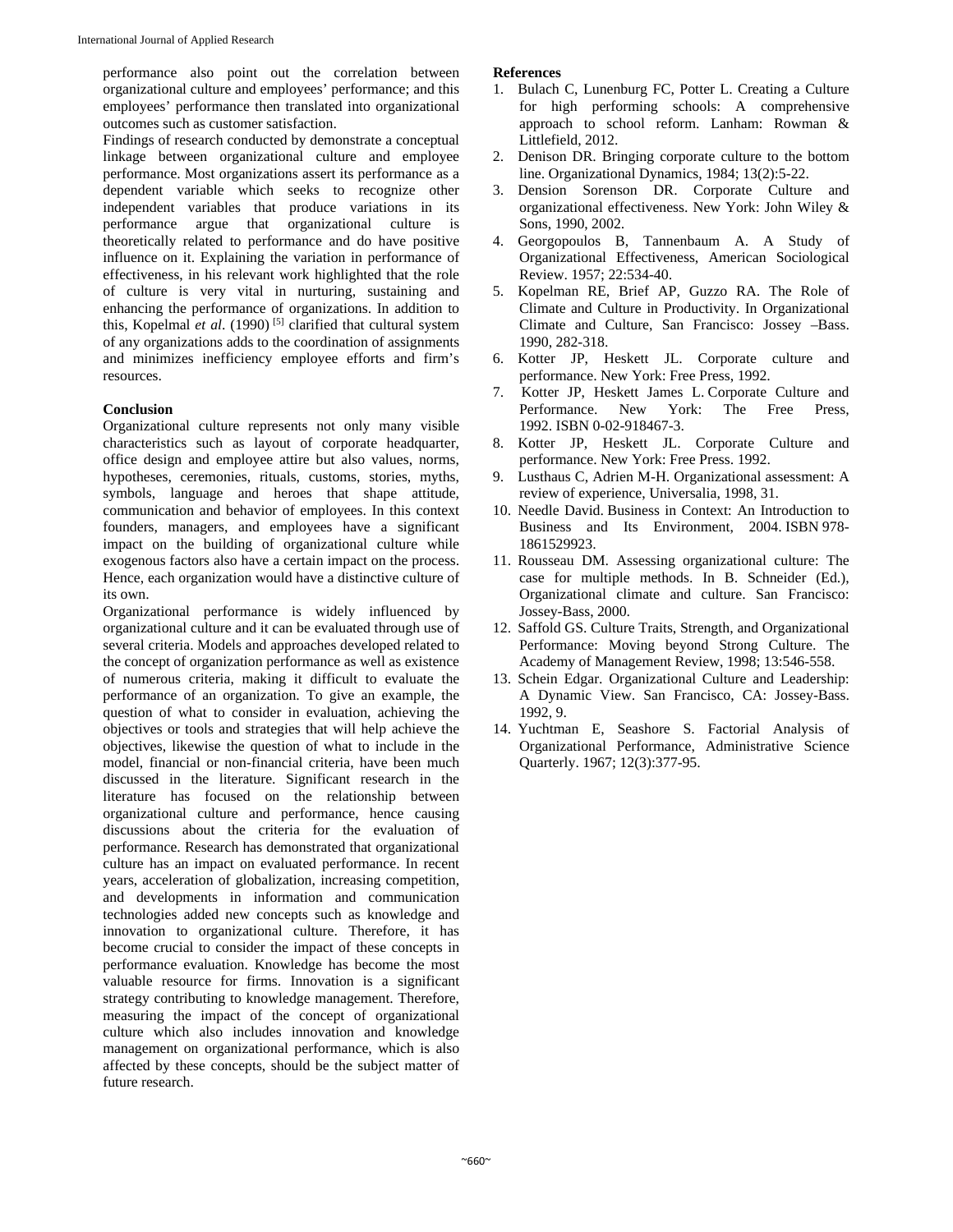performance also point out the correlation between organizational culture and employees' performance; and this employees' performance then translated into organizational outcomes such as customer satisfaction.

Findings of research conducted by demonstrate a conceptual linkage between organizational culture and employee performance. Most organizations assert its performance as a dependent variable which seeks to recognize other independent variables that produce variations in its performance argue that organizational culture is theoretically related to performance and do have positive influence on it. Explaining the variation in performance of effectiveness, in his relevant work highlighted that the role of culture is very vital in nurturing, sustaining and enhancing the performance of organizations. In addition to this, Kopelmal *et al*. (1990) [5] clarified that cultural system of any organizations adds to the coordination of assignments and minimizes inefficiency employee efforts and firm's resources.

## Conclusion

Organizational culture represents not only many visible characteristics such as layout of corporate headquarter, office design and employee attire but also values, norms, hypotheses, ceremonies, rituals, customs, stories, myths, symbols, language and heroes that shape attitude, communication and behavior of employees. In this context founders, managers, and employees have a significant impact on the building of organizational culture while exogenous factors also have a certain impact on the process. Hence, each organization would have a distinctive culture of its own.

Organizational performance is widely influenced by organizational culture and it can be evaluated through use of several criteria. Models and approaches developed related to the concept of organization performance as well as existence of numerous criteria, making it difficult to evaluate the performance of an organization. To give an example, the question of what to consider in evaluation, achieving the objectives or tools and strategies that will help achieve the objectives, likewise the question of what to include in the model, financial or non-financial criteria, have been much discussed in the literature. Significant research in the literature has focused on the relationship between organizational culture and performance, hence causing discussions about the criteria for the evaluation of performance. Research has demonstrated that organizational culture has an impact on evaluated performance. In recent years, acceleration of globalization, increasing competition, and developments in information and communication technologies added new concepts such as knowledge and innovation to organizational culture. Therefore, it has become crucial to consider the impact of these concepts in performance evaluation. Knowledge has become the most valuable resource for firms. Innovation is a significant strategy contributing to knowledge management. Therefore, measuring the impact of the concept of organizational culture which also includes innovation and knowledge management on organizational performance, which is also affected by these concepts, should be the subject matter of future research.

## References

1. Bulach C, Lunenburg FC, Potter L. Creating a Culture for high performing schools: A comprehensive approach to school reform. Lanham: Rowman & Littlefield, 2012.
2. Denison DR. Bringing corporate culture to the bottom line. Organizational Dynamics, 1984; 13(2):5-22.
3. Dension Sorenson DR. Corporate Culture and organizational effectiveness. New York: John Wiley & Sons, 1990, 2002.
4. Georgopoulos B, Tannenbaum A. A Study of Organizational Effectiveness, American Sociological Review. 1957; 22:534-40.
5. Kopelman RE, Brief AP, Guzzo RA. The Role of Climate and Culture in Productivity. In Organizational Climate and Culture, San Francisco: Jossey –Bass. 1990, 282-318.
6. Kotter JP, Heskett JL. Corporate culture and performance. New York: Free Press, 1992.
7. Kotter JP, Heskett James L. Corporate Culture and Performance. New York: The Free Press, 1992. ISBN 0-02-918467-3.
8. Kotter JP, Heskett JL. Corporate Culture and performance. New York: Free Press. 1992.
9. Lusthaus C, Adrien M-H. Organizational assessment: A review of experience, Universalia, 1998, 31.
10. Needle David. Business in Context: An Introduction to Business and Its Environment, 2004. ISBN 978-1861529923.
11. Rousseau DM. Assessing organizational culture: The case for multiple methods. In B. Schneider (Ed.), Organizational climate and culture. San Francisco: Jossey-Bass, 2000.
12. Saffold GS. Culture Traits, Strength, and Organizational Performance: Moving beyond Strong Culture. The Academy of Management Review, 1998; 13:546-558.
13. Schein Edgar. Organizational Culture and Leadership: A Dynamic View. San Francisco, CA: Jossey-Bass. 1992, 9.
14. Yuchtman E, Seashore S. Factorial Analysis of Organizational Performance, Administrative Science Quarterly. 1967; 12(3):377-95.